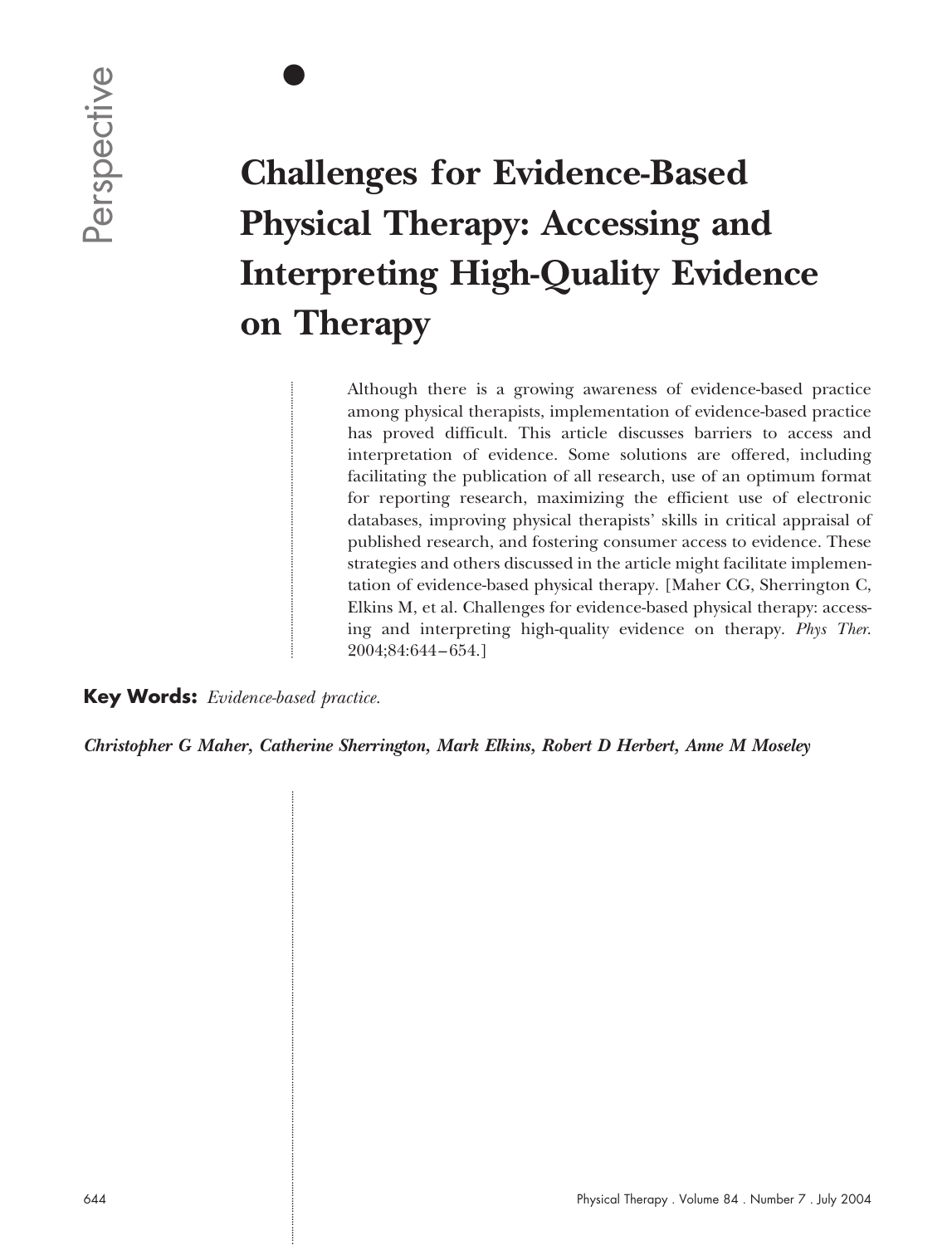Perspective

# Challenges for Evidence-Based Physical Therapy: Accessing and Interpreting High-Quality Evidence on Therapy

Although there is a growing awareness of evidence-based practice among physical therapists, implementation of evidence-based practice has proved difficult. This article discusses barriers to access and interpretation of evidence. Some solutions are offered, including facilitating the publication of all research, use of an optimum format for reporting research, maximizing the efficient use of electronic databases, improving physical therapists' skills in critical appraisal of published research, and fostering consumer access to evidence. These strategies and others discussed in the article might facilitate implementation of evidence-based physical therapy. [Maher CG, Sherrington C, Elkins M, et al. Challenges for evidence-based physical therapy: accessing and interpreting high-quality evidence on therapy. *Phys Ther.* 2004;84:644–654.]

**Key Words:** *Evidence-based practice.*

***Christopher G Maher, Catherine Sherrington, Mark Elkins, Robert D Herbert, Anne M Moseley***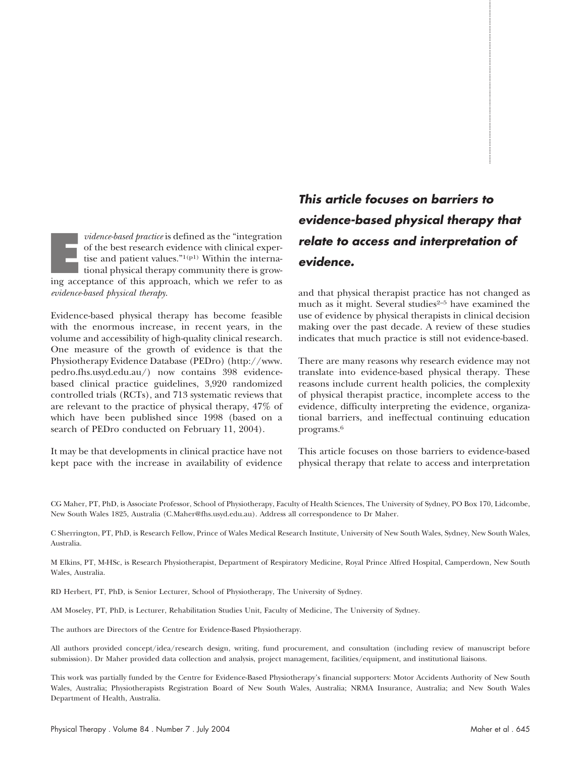*Evidence-based practice* is defined as the "integration of the best research evidence with clinical expertise and patient values."[1(p1)] Within the international physical therapy community there is growing acceptance of this approach, which we refer to as *evidence-based physical therapy*.

Evidence-based physical therapy has become feasible with the enormous increase, in recent years, in the volume and accessibility of high-quality clinical research. One measure of the growth of evidence is that the Physiotherapy Evidence Database (PEDro) (http://www.pedro.fhs.usyd.edu.au/) now contains 398 evidence-based clinical practice guidelines, 3,920 randomized controlled trials (RCTs), and 713 systematic reviews that are relevant to the practice of physical therapy, 47% of which have been published since 1998 (based on a search of PEDro conducted on February 11, 2004).

It may be that developments in clinical practice have not kept pace with the increase in availability of evidence and that physical therapist practice has not changed as much as it might. Several studies[2–5] have examined the use of evidence by physical therapists in clinical decision making over the past decade. A review of these studies indicates that much practice is still not evidence-based.

***This article focuses on barriers to evidence-based physical therapy that relate to access and interpretation of evidence.***

There are many reasons why research evidence may not translate into evidence-based physical therapy. These reasons include current health policies, the complexity of physical therapist practice, incomplete access to the evidence, difficulty interpreting the evidence, organizational barriers, and ineffectual continuing education programs.[6]

This article focuses on those barriers to evidence-based physical therapy that relate to access and interpretation

CG Maher, PT, PhD, is Associate Professor, School of Physiotherapy, Faculty of Health Sciences, The University of Sydney, PO Box 170, Lidcombe, New South Wales 1825, Australia (C.Maher@fhs.usyd.edu.au). Address all correspondence to Dr Maher.

C Sherrington, PT, PhD, is Research Fellow, Prince of Wales Medical Research Institute, University of New South Wales, Sydney, New South Wales, Australia.

M Elkins, PT, M-HSc, is Research Physiotherapist, Department of Respiratory Medicine, Royal Prince Alfred Hospital, Camperdown, New South Wales, Australia.

RD Herbert, PT, PhD, is Senior Lecturer, School of Physiotherapy, The University of Sydney.

AM Moseley, PT, PhD, is Lecturer, Rehabilitation Studies Unit, Faculty of Medicine, The University of Sydney.

The authors are Directors of the Centre for Evidence-Based Physiotherapy.

All authors provided concept/idea/research design, writing, fund procurement, and consultation (including review of manuscript before submission). Dr Maher provided data collection and analysis, project management, facilities/equipment, and institutional liaisons.

This work was partially funded by the Centre for Evidence-Based Physiotherapy's financial supporters: Motor Accidents Authority of New South Wales, Australia; Physiotherapists Registration Board of New South Wales, Australia; NRMA Insurance, Australia; and New South Wales Department of Health, Australia.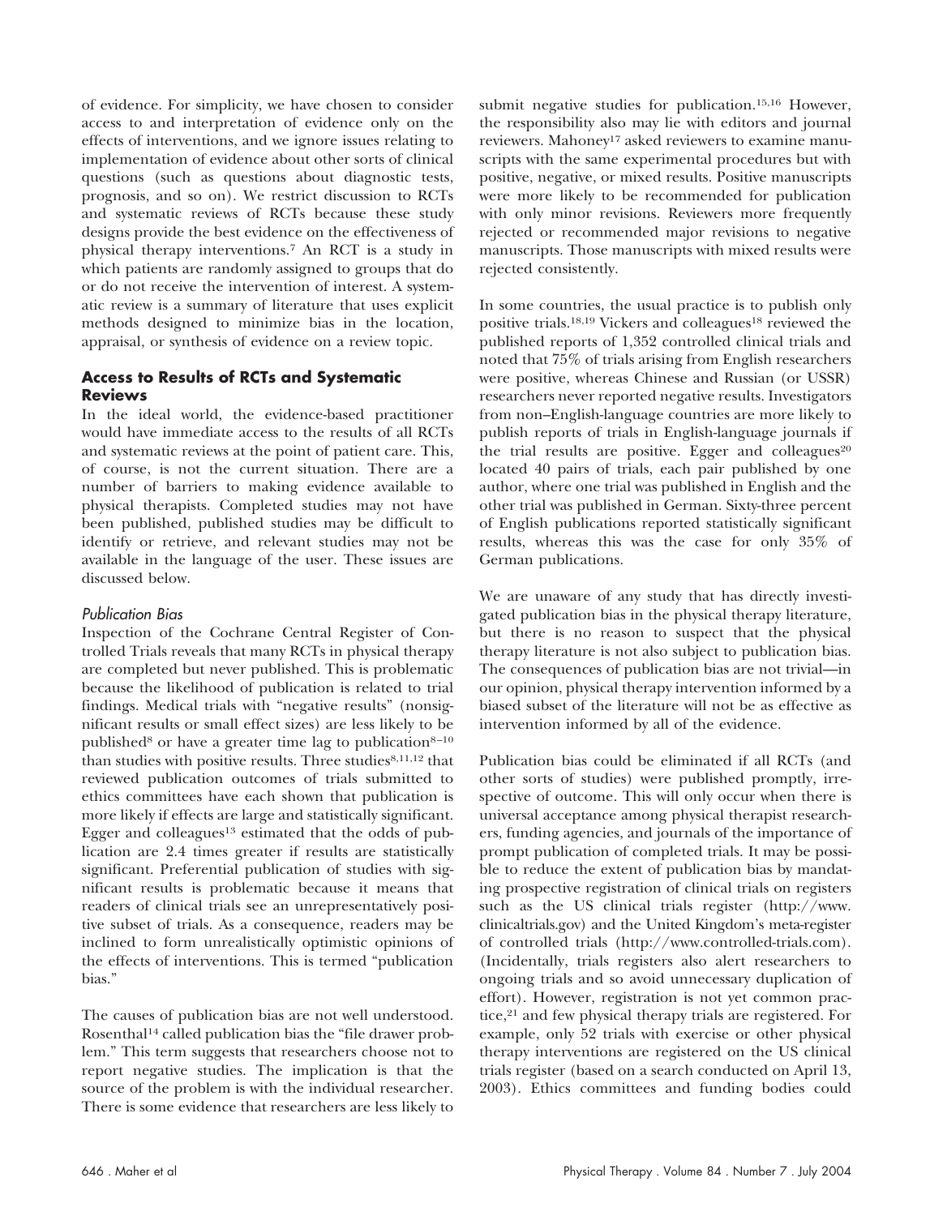of evidence. For simplicity, we have chosen to consider access to and interpretation of evidence only on the effects of interventions, and we ignore issues relating to implementation of evidence about other sorts of clinical questions (such as questions about diagnostic tests, prognosis, and so on). We restrict discussion to RCTs and systematic reviews of RCTs because these study designs provide the best evidence on the effectiveness of physical therapy interventions.[7] An RCT is a study in which patients are randomly assigned to groups that do or do not receive the intervention of interest. A systematic review is a summary of literature that uses explicit methods designed to minimize bias in the location, appraisal, or synthesis of evidence on a review topic.

### Access to Results of RCTs and Systematic Reviews

In the ideal world, the evidence-based practitioner would have immediate access to the results of all RCTs and systematic reviews at the point of patient care. This, of course, is not the current situation. There are a number of barriers to making evidence available to physical therapists. Completed studies may not have been published, published studies may be difficult to identify or retrieve, and relevant studies may not be available in the language of the user. These issues are discussed below.

#### *Publication Bias*

Inspection of the Cochrane Central Register of Controlled Trials reveals that many RCTs in physical therapy are completed but never published. This is problematic because the likelihood of publication is related to trial findings. Medical trials with "negative results" (nonsignificant results or small effect sizes) are less likely to be published[8] or have a greater time lag to publication[8–10] than studies with positive results. Three studies[8,11,12] that reviewed publication outcomes of trials submitted to ethics committees have each shown that publication is more likely if effects are large and statistically significant. Egger and colleagues[13] estimated that the odds of publication are 2.4 times greater if results are statistically significant. Preferential publication of studies with significant results is problematic because it means that readers of clinical trials see an unrepresentatively positive subset of trials. As a consequence, readers may be inclined to form unrealistically optimistic opinions of the effects of interventions. This is termed "publication bias."

The causes of publication bias are not well understood. Rosenthal[14] called publication bias the "file drawer problem." This term suggests that researchers choose not to report negative studies. The implication is that the source of the problem is with the individual researcher. There is some evidence that researchers are less likely to submit negative studies for publication.[15,16] However, the responsibility also may lie with editors and journal reviewers. Mahoney[17] asked reviewers to examine manuscripts with the same experimental procedures but with positive, negative, or mixed results. Positive manuscripts were more likely to be recommended for publication with only minor revisions. Reviewers more frequently rejected or recommended major revisions to negative manuscripts. Those manuscripts with mixed results were rejected consistently.

In some countries, the usual practice is to publish only positive trials.[18,19] Vickers and colleagues[18] reviewed the published reports of 1,352 controlled clinical trials and noted that 75% of trials arising from English researchers were positive, whereas Chinese and Russian (or USSR) researchers never reported negative results. Investigators from non–English-language countries are more likely to publish reports of trials in English-language journals if the trial results are positive. Egger and colleagues[20] located 40 pairs of trials, each pair published by one author, where one trial was published in English and the other trial was published in German. Sixty-three percent of English publications reported statistically significant results, whereas this was the case for only 35% of German publications.

We are unaware of any study that has directly investigated publication bias in the physical therapy literature, but there is no reason to suspect that the physical therapy literature is not also subject to publication bias. The consequences of publication bias are not trivial—in our opinion, physical therapy intervention informed by a biased subset of the literature will not be as effective as intervention informed by all of the evidence.

Publication bias could be eliminated if all RCTs (and other sorts of studies) were published promptly, irrespective of outcome. This will only occur when there is universal acceptance among physical therapist researchers, funding agencies, and journals of the importance of prompt publication of completed trials. It may be possible to reduce the extent of publication bias by mandating prospective registration of clinical trials on registers such as the US clinical trials register (http://www.clinicaltrials.gov) and the United Kingdom's meta-register of controlled trials (http://www.controlled-trials.com). (Incidentally, trials registers also alert researchers to ongoing trials and so avoid unnecessary duplication of effort). However, registration is not yet common practice,[21] and few physical therapy trials are registered. For example, only 52 trials with exercise or other physical therapy interventions are registered on the US clinical trials register (based on a search conducted on April 13, 2003). Ethics committees and funding bodies could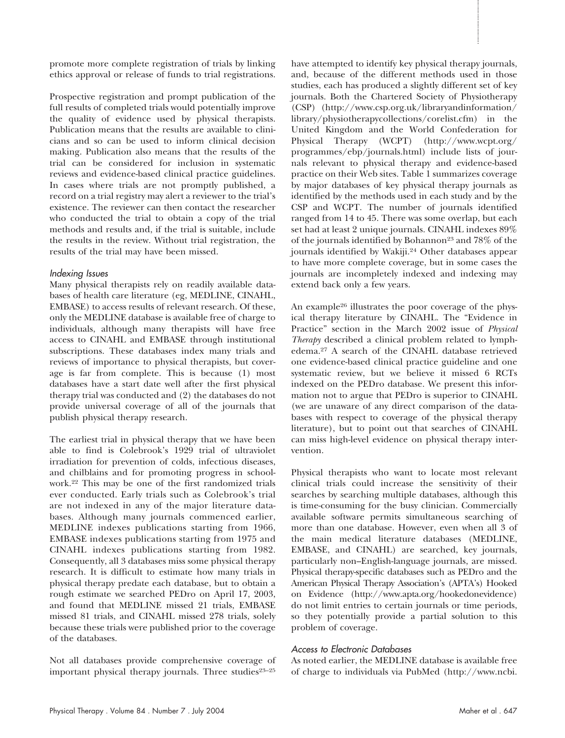promote more complete registration of trials by linking ethics approval or release of funds to trial registrations.

Prospective registration and prompt publication of the full results of completed trials would potentially improve the quality of evidence used by physical therapists. Publication means that the results are available to clinicians and so can be used to inform clinical decision making. Publication also means that the results of the trial can be considered for inclusion in systematic reviews and evidence-based clinical practice guidelines. In cases where trials are not promptly published, a record on a trial registry may alert a reviewer to the trial's existence. The reviewer can then contact the researcher who conducted the trial to obtain a copy of the trial methods and results and, if the trial is suitable, include the results in the review. Without trial registration, the results of the trial may have been missed.

### *Indexing Issues*

Many physical therapists rely on readily available databases of health care literature (eg, MEDLINE, CINAHL, EMBASE) to access results of relevant research. Of these, only the MEDLINE database is available free of charge to individuals, although many therapists will have free access to CINAHL and EMBASE through institutional subscriptions. These databases index many trials and reviews of importance to physical therapists, but coverage is far from complete. This is because (1) most databases have a start date well after the first physical therapy trial was conducted and (2) the databases do not provide universal coverage of all of the journals that publish physical therapy research.

The earliest trial in physical therapy that we have been able to find is Colebrook's 1929 trial of ultraviolet irradiation for prevention of colds, infectious diseases, and chilblains and for promoting progress in schoolwork.[22] This may be one of the first randomized trials ever conducted. Early trials such as Colebrook's trial are not indexed in any of the major literature databases. Although many journals commenced earlier, MEDLINE indexes publications starting from 1966, EMBASE indexes publications starting from 1975 and CINAHL indexes publications starting from 1982. Consequently, all 3 databases miss some physical therapy research. It is difficult to estimate how many trials in physical therapy predate each database, but to obtain a rough estimate we searched PEDro on April 17, 2003, and found that MEDLINE missed 21 trials, EMBASE missed 81 trials, and CINAHL missed 278 trials, solely because these trials were published prior to the coverage of the databases.

Not all databases provide comprehensive coverage of important physical therapy journals. Three studies[23–25] have attempted to identify key physical therapy journals, and, because of the different methods used in those studies, each has produced a slightly different set of key journals. Both the Chartered Society of Physiotherapy (CSP) (http://www.csp.org.uk/libraryandinformation/library/physiotherapycollections/corelist.cfm) in the United Kingdom and the World Confederation for Physical Therapy (WCPT) (http://www.wcpt.org/programmes/ebp/journals.html) include lists of journals relevant to physical therapy and evidence-based practice on their Web sites. Table 1 summarizes coverage by major databases of key physical therapy journals as identified by the methods used in each study and by the CSP and WCPT. The number of journals identified ranged from 14 to 45. There was some overlap, but each set had at least 2 unique journals. CINAHL indexes 89% of the journals identified by Bohannon[23] and 78% of the journals identified by Wakiji.[24] Other databases appear to have more complete coverage, but in some cases the journals are incompletely indexed and indexing may extend back only a few years.

An example[26] illustrates the poor coverage of the physical therapy literature by CINAHL. The "Evidence in Practice" section in the March 2002 issue of *Physical Therapy* described a clinical problem related to lymphedema.[27] A search of the CINAHL database retrieved one evidence-based clinical practice guideline and one systematic review, but we believe it missed 6 RCTs indexed on the PEDro database. We present this information not to argue that PEDro is superior to CINAHL (we are unaware of any direct comparison of the databases with respect to coverage of the physical therapy literature), but to point out that searches of CINAHL can miss high-level evidence on physical therapy intervention.

Physical therapists who want to locate most relevant clinical trials could increase the sensitivity of their searches by searching multiple databases, although this is time-consuming for the busy clinician. Commercially available software permits simultaneous searching of more than one database. However, even when all 3 of the main medical literature databases (MEDLINE, EMBASE, and CINAHL) are searched, key journals, particularly non–English-language journals, are missed. Physical therapy-specific databases such as PEDro and the American Physical Therapy Association's (APTA's) Hooked on Evidence (http://www.apta.org/hookedonevidence) do not limit entries to certain journals or time periods, so they potentially provide a partial solution to this problem of coverage.

### *Access to Electronic Databases*

As noted earlier, the MEDLINE database is available free of charge to individuals via PubMed (http://www.ncbi.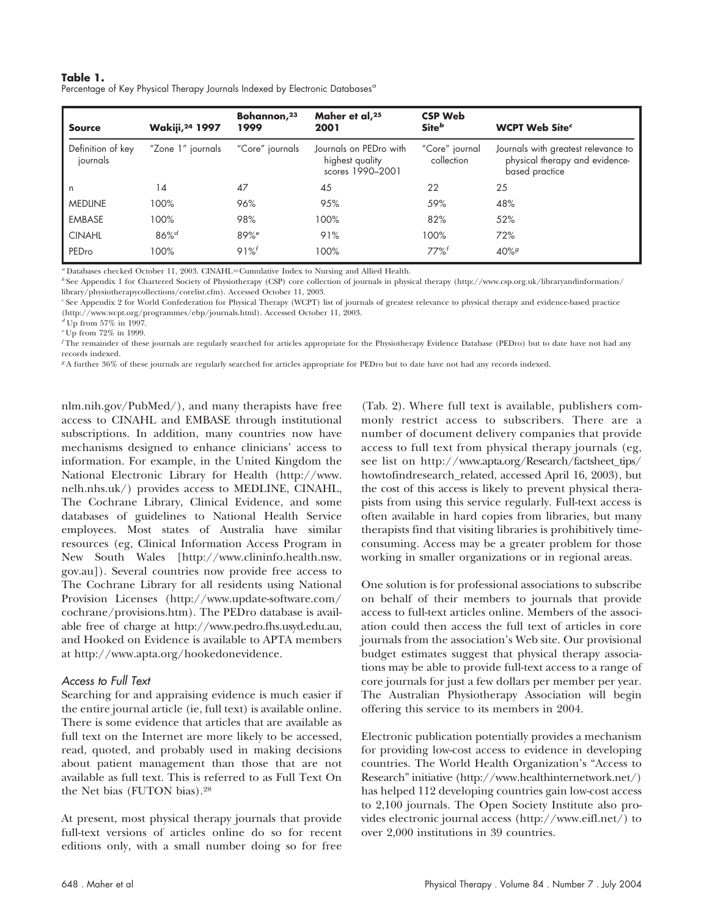**Table 1.**
Percentage of Key Physical Therapy Journals Indexed by Electronic Databases[a]

| Source | Wakiji,[24] 1997 | Bohannon,[23] 1999 | Maher et al,[25] 2001 | CSP Web Site[b] | WCPT Web Site[c] |
|---|---|---|---|---|---|
| Definition of key journals | "Zone 1" journals | "Core" journals | Journals on PEDro with highest quality scores 1990–2001 | "Core" journal collection | Journals with greatest relevance to physical therapy and evidence-based practice |
| n | 14 | 47 | 45 | 22 | 25 |
| MEDLINE | 100% | 96% | 95% | 59% | 48% |
| EMBASE | 100% | 98% | 100% | 82% | 52% |
| CINAHL | 86%[d] | 89%[e] | 91% | 100% | 72% |
| PEDro | 100% | 91%[f] | 100% | 77%[f] | 40%[g] |

[a] Databases checked October 11, 2003. CINAHL=Cumulative Index to Nursing and Allied Health.
[b] See Appendix 1 for Chartered Society of Physiotherapy (CSP) core collection of journals in physical therapy (http://www.csp.org.uk/libraryandinformation/library/physiotherapycollections/corelist.cfm). Accessed October 11, 2003.
[c] See Appendix 2 for World Confederation for Physical Therapy (WCPT) list of journals of greatest relevance to physical therapy and evidence-based practice (http://www.wcpt.org/programmes/ebp/journals.html). Accessed October 11, 2003.
[d] Up from 57% in 1997.
[e] Up from 72% in 1999.
[f] The remainder of these journals are regularly searched for articles appropriate for the Physiotherapy Evidence Database (PEDro) but to date have not had any records indexed.
[g] A further 36% of these journals are regularly searched for articles appropriate for PEDro but to date have not had any records indexed.

nlm.nih.gov/PubMed/), and many therapists have free access to CINAHL and EMBASE through institutional subscriptions. In addition, many countries now have mechanisms designed to enhance clinicians' access to information. For example, in the United Kingdom the National Electronic Library for Health (http://www.nelh.nhs.uk/) provides access to MEDLINE, CINAHL, The Cochrane Library, Clinical Evidence, and some databases of guidelines to National Health Service employees. Most states of Australia have similar resources (eg, Clinical Information Access Program in New South Wales [http://www.clininfo.health.nsw.gov.au]). Several countries now provide free access to The Cochrane Library for all residents using National Provision Licenses (http://www.update-software.com/cochrane/provisions.htm). The PEDro database is available free of charge at http://www.pedro.fhs.usyd.edu.au, and Hooked on Evidence is available to APTA members at http://www.apta.org/hookedonevidence.

### *Access to Full Text*

Searching for and appraising evidence is much easier if the entire journal article (ie, full text) is available online. There is some evidence that articles that are available as full text on the Internet are more likely to be accessed, read, quoted, and probably used in making decisions about patient management than those that are not available as full text. This is referred to as Full Text On the Net bias (FUTON bias).[28]

At present, most physical therapy journals that provide full-text versions of articles online do so for recent editions only, with a small number doing so for free (Tab. 2). Where full text is available, publishers commonly restrict access to subscribers. There are a number of document delivery companies that provide access to full text from physical therapy journals (eg, see list on http://www.apta.org/Research/factsheet_tips/howtofindresearch_related, accessed April 16, 2003), but the cost of this access is likely to prevent physical therapists from using this service regularly. Full-text access is often available in hard copies from libraries, but many therapists find that visiting libraries is prohibitively time-consuming. Access may be a greater problem for those working in smaller organizations or in regional areas.

One solution is for professional associations to subscribe on behalf of their members to journals that provide access to full-text articles online. Members of the association could then access the full text of articles in core journals from the association's Web site. Our provisional budget estimates suggest that physical therapy associations may be able to provide full-text access to a range of core journals for just a few dollars per member per year. The Australian Physiotherapy Association will begin offering this service to its members in 2004.

Electronic publication potentially provides a mechanism for providing low-cost access to evidence in developing countries. The World Health Organization's "Access to Research" initiative (http://www.healthinternetwork.net/) has helped 112 developing countries gain low-cost access to 2,100 journals. The Open Society Institute also provides electronic journal access (http://www.eifl.net/) to over 2,000 institutions in 39 countries.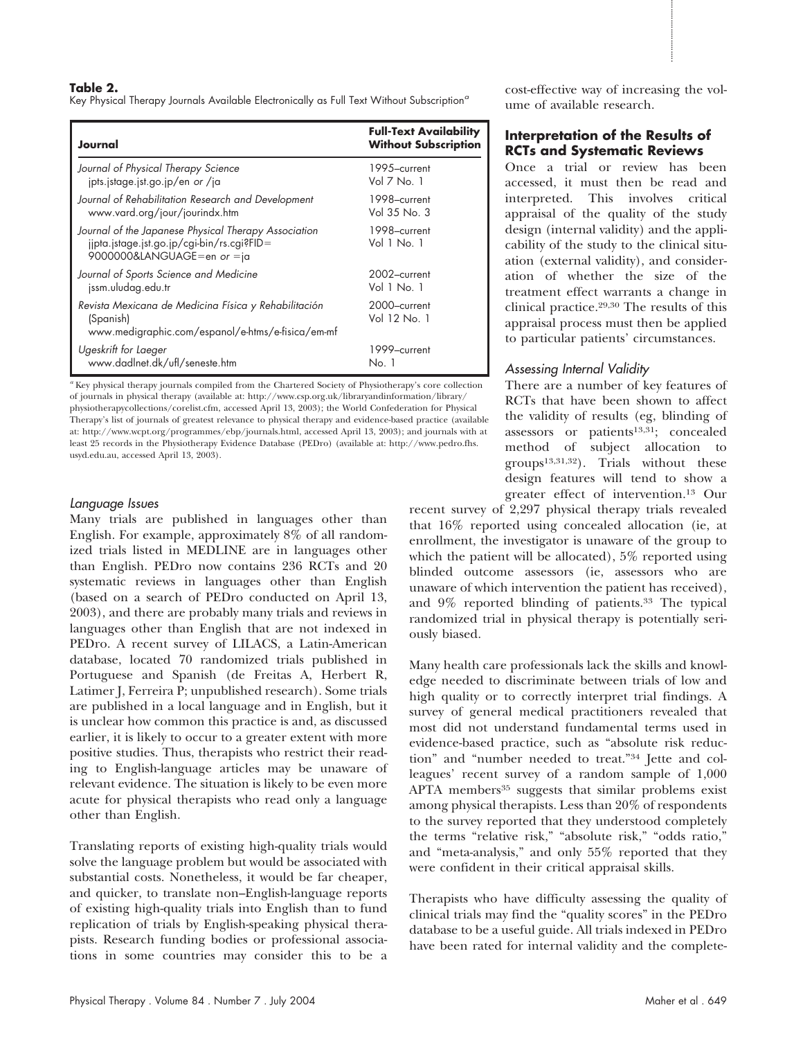**Table 2.**
Key Physical Therapy Journals Available Electronically as Full Text Without Subscription[a]

| Journal | Full-Text Availability Without Subscription |
|---|---|
| *Journal of Physical Therapy Science* jpts.jstage.jst.go.jp/en *or* /ja | 1995–current Vol 7 No. 1 |
| *Journal of Rehabilitation Research and Development* www.vard.org/jour/jourindx.htm | 1998–current Vol 35 No. 3 |
| *Journal of the Japanese Physical Therapy Association* jjpta.jstage.jst.go.jp/cgi-bin/rs.cgi?FID=9000000&LANGUAGE=en *or* =ja | 1998–current Vol 1 No. 1 |
| *Journal of Sports Science and Medicine* jssm.uludag.edu.tr | 2002–current Vol 1 No. 1 |
| *Revista Mexicana de Medicina Física y Rehabilitación* (Spanish) www.medigraphic.com/espanol/e-htms/e-fisica/em-mf | 2000–current Vol 12 No. 1 |
| *Ugeskrift for Laeger* www.dadlnet.dk/ufl/seneste.htm | 1999–current No. 1 |

[a] Key physical therapy journals compiled from the Chartered Society of Physiotherapy's core collection of journals in physical therapy (available at: http://www.csp.org.uk/libraryandinformation/library/physiotherapycollections/corelist.cfm, accessed April 13, 2003); the World Confederation for Physical Therapy's list of journals of greatest relevance to physical therapy and evidence-based practice (available at: http://www.wcpt.org/programmes/ebp/journals.html, accessed April 13, 2003); and journals with at least 25 records in the Physiotherapy Evidence Database (PEDro) (available at: http://www.pedro.fhs.usyd.edu.au, accessed April 13, 2003).

### *Language Issues*

Many trials are published in languages other than English. For example, approximately 8% of all randomized trials listed in MEDLINE are in languages other than English. PEDro now contains 236 RCTs and 20 systematic reviews in languages other than English (based on a search of PEDro conducted on April 13, 2003), and there are probably many trials and reviews in languages other than English that are not indexed in PEDro. A recent survey of LILACS, a Latin-American database, located 70 randomized trials published in Portuguese and Spanish (de Freitas A, Herbert R, Latimer J, Ferreira P; unpublished research). Some trials are published in a local language and in English, but it is unclear how common this practice is and, as discussed earlier, it is likely to occur to a greater extent with more positive studies. Thus, therapists who restrict their reading to English-language articles may be unaware of relevant evidence. The situation is likely to be even more acute for physical therapists who read only a language other than English.

Translating reports of existing high-quality trials would solve the language problem but would be associated with substantial costs. Nonetheless, it would be far cheaper, and quicker, to translate non–English-language reports of existing high-quality trials into English than to fund replication of trials by English-speaking physical therapists. Research funding bodies or professional associations in some countries may consider this to be a cost-effective way of increasing the volume of available research.

## Interpretation of the Results of RCTs and Systematic Reviews

Once a trial or review has been accessed, it must then be read and interpreted. This involves critical appraisal of the quality of the study design (internal validity) and the applicability of the study to the clinical situation (external validity), and consideration of whether the size of the treatment effect warrants a change in clinical practice.[29,30] The results of this appraisal process must then be applied to particular patients' circumstances.

### *Assessing Internal Validity*

There are a number of key features of RCTs that have been shown to affect the validity of results (eg, blinding of assessors or patients[13,31]; concealed method of subject allocation to groups[13,31,32]). Trials without these design features will tend to show a greater effect of intervention.[13] Our recent survey of 2,297 physical therapy trials revealed that 16% reported using concealed allocation (ie, at enrollment, the investigator is unaware of the group to which the patient will be allocated), 5% reported using blinded outcome assessors (ie, assessors who are unaware of which intervention the patient has received), and 9% reported blinding of patients.[33] The typical randomized trial in physical therapy is potentially seriously biased.

Many health care professionals lack the skills and knowledge needed to discriminate between trials of low and high quality or to correctly interpret trial findings. A survey of general medical practitioners revealed that most did not understand fundamental terms used in evidence-based practice, such as "absolute risk reduction" and "number needed to treat."[34] Jette and colleagues' recent survey of a random sample of 1,000 APTA members[35] suggests that similar problems exist among physical therapists. Less than 20% of respondents to the survey reported that they understood completely the terms "relative risk," "absolute risk," "odds ratio," and "meta-analysis," and only 55% reported that they were confident in their critical appraisal skills.

Therapists who have difficulty assessing the quality of clinical trials may find the "quality scores" in the PEDro database to be a useful guide. All trials indexed in PEDro have been rated for internal validity and the complete-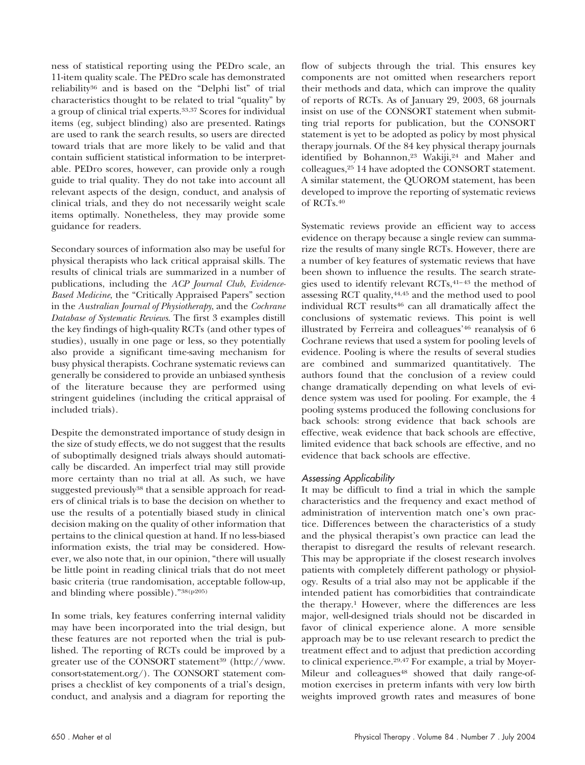ness of statistical reporting using the PEDro scale, an 11-item quality scale. The PEDro scale has demonstrated reliability[36] and is based on the "Delphi list" of trial characteristics thought to be related to trial "quality" by a group of clinical trial experts.[33,37] Scores for individual items (eg, subject blinding) also are presented. Ratings are used to rank the search results, so users are directed toward trials that are more likely to be valid and that contain sufficient statistical information to be interpretable. PEDro scores, however, can provide only a rough guide to trial quality. They do not take into account all relevant aspects of the design, conduct, and analysis of clinical trials, and they do not necessarily weight scale items optimally. Nonetheless, they may provide some guidance for readers.

Secondary sources of information also may be useful for physical therapists who lack critical appraisal skills. The results of clinical trials are summarized in a number of publications, including the *ACP Journal Club*, *Evidence-Based Medicine*, the "Critically Appraised Papers" section in the *Australian Journal of Physiotherapy*, and the *Cochrane Database of Systematic Reviews*. The first 3 examples distill the key findings of high-quality RCTs (and other types of studies), usually in one page or less, so they potentially also provide a significant time-saving mechanism for busy physical therapists. Cochrane systematic reviews can generally be considered to provide an unbiased synthesis of the literature because they are performed using stringent guidelines (including the critical appraisal of included trials).

Despite the demonstrated importance of study design in the size of study effects, we do not suggest that the results of suboptimally designed trials always should automatically be discarded. An imperfect trial may still provide more certainty than no trial at all. As such, we have suggested previously[38] that a sensible approach for readers of clinical trials is to base the decision on whether to use the results of a potentially biased study in clinical decision making on the quality of other information that pertains to the clinical question at hand. If no less-biased information exists, the trial may be considered. However, we also note that, in our opinion, "there will usually be little point in reading clinical trials that do not meet basic criteria (true randomisation, acceptable follow-up, and blinding where possible)."[38(p205)]

In some trials, key features conferring internal validity may have been incorporated into the trial design, but these features are not reported when the trial is published. The reporting of RCTs could be improved by a greater use of the CONSORT statement[39] (http://www.consort-statement.org/). The CONSORT statement comprises a checklist of key components of a trial's design, conduct, and analysis and a diagram for reporting the flow of subjects through the trial. This ensures key components are not omitted when researchers report their methods and data, which can improve the quality of reports of RCTs. As of January 29, 2003, 68 journals insist on use of the CONSORT statement when submitting trial reports for publication, but the CONSORT statement is yet to be adopted as policy by most physical therapy journals. Of the 84 key physical therapy journals identified by Bohannon,[23] Wakiji,[24] and Maher and colleagues,[25] 14 have adopted the CONSORT statement. A similar statement, the QUOROM statement, has been developed to improve the reporting of systematic reviews of RCTs.[40]

Systematic reviews provide an efficient way to access evidence on therapy because a single review can summarize the results of many single RCTs. However, there are a number of key features of systematic reviews that have been shown to influence the results. The search strategies used to identify relevant RCTs,[41–43] the method of assessing RCT quality,[44,45] and the method used to pool individual RCT results[46] can all dramatically affect the conclusions of systematic reviews. This point is well illustrated by Ferreira and colleagues'[46] reanalysis of 6 Cochrane reviews that used a system for pooling levels of evidence. Pooling is where the results of several studies are combined and summarized quantitatively. The authors found that the conclusion of a review could change dramatically depending on what levels of evidence system was used for pooling. For example, the 4 pooling systems produced the following conclusions for back schools: strong evidence that back schools are effective, weak evidence that back schools are effective, limited evidence that back schools are effective, and no evidence that back schools are effective.

### *Assessing Applicability*

It may be difficult to find a trial in which the sample characteristics and the frequency and exact method of administration of intervention match one's own practice. Differences between the characteristics of a study and the physical therapist's own practice can lead the therapist to disregard the results of relevant research. This may be appropriate if the closest research involves patients with completely different pathology or physiology. Results of a trial also may not be applicable if the intended patient has comorbidities that contraindicate the therapy.[1] However, where the differences are less major, well-designed trials should not be discarded in favor of clinical experience alone. A more sensible approach may be to use relevant research to predict the treatment effect and to adjust that prediction according to clinical experience.[29,47] For example, a trial by Moyer-Mileur and colleagues[48] showed that daily range-of-motion exercises in preterm infants with very low birth weights improved growth rates and measures of bone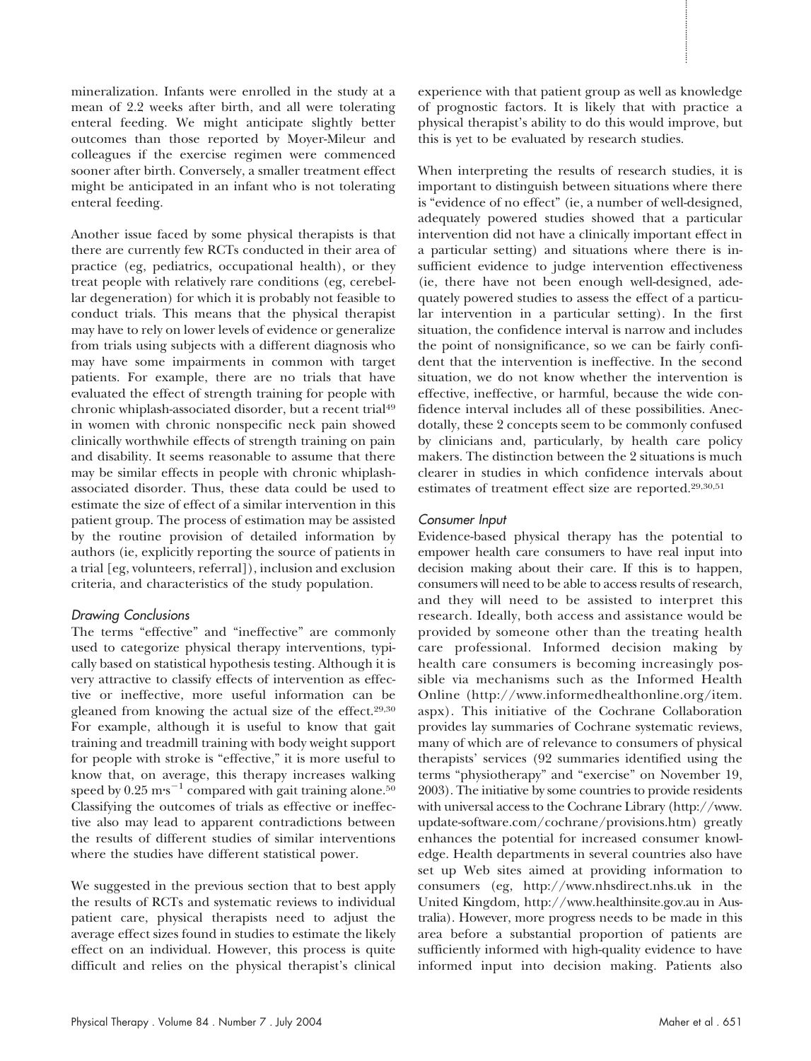mineralization. Infants were enrolled in the study at a mean of 2.2 weeks after birth, and all were tolerating enteral feeding. We might anticipate slightly better outcomes than those reported by Moyer-Mileur and colleagues if the exercise regimen were commenced sooner after birth. Conversely, a smaller treatment effect might be anticipated in an infant who is not tolerating enteral feeding.

Another issue faced by some physical therapists is that there are currently few RCTs conducted in their area of practice (eg, pediatrics, occupational health), or they treat people with relatively rare conditions (eg, cerebellar degeneration) for which it is probably not feasible to conduct trials. This means that the physical therapist may have to rely on lower levels of evidence or generalize from trials using subjects with a different diagnosis who may have some impairments in common with target patients. For example, there are no trials that have evaluated the effect of strength training for people with chronic whiplash-associated disorder, but a recent trial[49] in women with chronic nonspecific neck pain showed clinically worthwhile effects of strength training on pain and disability. It seems reasonable to assume that there may be similar effects in people with chronic whiplash-associated disorder. Thus, these data could be used to estimate the size of effect of a similar intervention in this patient group. The process of estimation may be assisted by the routine provision of detailed information by authors (ie, explicitly reporting the source of patients in a trial [eg, volunteers, referral]), inclusion and exclusion criteria, and characteristics of the study population.

### *Drawing Conclusions*

The terms "effective" and "ineffective" are commonly used to categorize physical therapy interventions, typically based on statistical hypothesis testing. Although it is very attractive to classify effects of intervention as effective or ineffective, more useful information can be gleaned from knowing the actual size of the effect.[29,30] For example, although it is useful to know that gait training and treadmill training with body weight support for people with stroke is "effective," it is more useful to know that, on average, this therapy increases walking speed by $0.25\ m{\cdot}s^{-1}$ compared with gait training alone.[50] Classifying the outcomes of trials as effective or ineffective also may lead to apparent contradictions between the results of different studies of similar interventions where the studies have different statistical power.

We suggested in the previous section that to best apply the results of RCTs and systematic reviews to individual patient care, physical therapists need to adjust the average effect sizes found in studies to estimate the likely effect on an individual. However, this process is quite difficult and relies on the physical therapist's clinical experience with that patient group as well as knowledge of prognostic factors. It is likely that with practice a physical therapist's ability to do this would improve, but this is yet to be evaluated by research studies.

When interpreting the results of research studies, it is important to distinguish between situations where there is "evidence of no effect" (ie, a number of well-designed, adequately powered studies showed that a particular intervention did not have a clinically important effect in a particular setting) and situations where there is insufficient evidence to judge intervention effectiveness (ie, there have not been enough well-designed, adequately powered studies to assess the effect of a particular intervention in a particular setting). In the first situation, the confidence interval is narrow and includes the point of nonsignificance, so we can be fairly confident that the intervention is ineffective. In the second situation, we do not know whether the intervention is effective, ineffective, or harmful, because the wide confidence interval includes all of these possibilities. Anecdotally, these 2 concepts seem to be commonly confused by clinicians and, particularly, by health care policy makers. The distinction between the 2 situations is much clearer in studies in which confidence intervals about estimates of treatment effect size are reported.[29,30,51]

### *Consumer Input*

Evidence-based physical therapy has the potential to empower health care consumers to have real input into decision making about their care. If this is to happen, consumers will need to be able to access results of research, and they will need to be assisted to interpret this research. Ideally, both access and assistance would be provided by someone other than the treating health care professional. Informed decision making by health care consumers is becoming increasingly possible via mechanisms such as the Informed Health Online (http://www.informedhealthonline.org/item.aspx). This initiative of the Cochrane Collaboration provides lay summaries of Cochrane systematic reviews, many of which are of relevance to consumers of physical therapists' services (92 summaries identified using the terms "physiotherapy" and "exercise" on November 19, 2003). The initiative by some countries to provide residents with universal access to the Cochrane Library (http://www.update-software.com/cochrane/provisions.htm) greatly enhances the potential for increased consumer knowledge. Health departments in several countries also have set up Web sites aimed at providing information to consumers (eg, http://www.nhsdirect.nhs.uk in the United Kingdom, http://www.healthinsite.gov.au in Australia). However, more progress needs to be made in this area before a substantial proportion of patients are sufficiently informed with high-quality evidence to have informed input into decision making. Patients also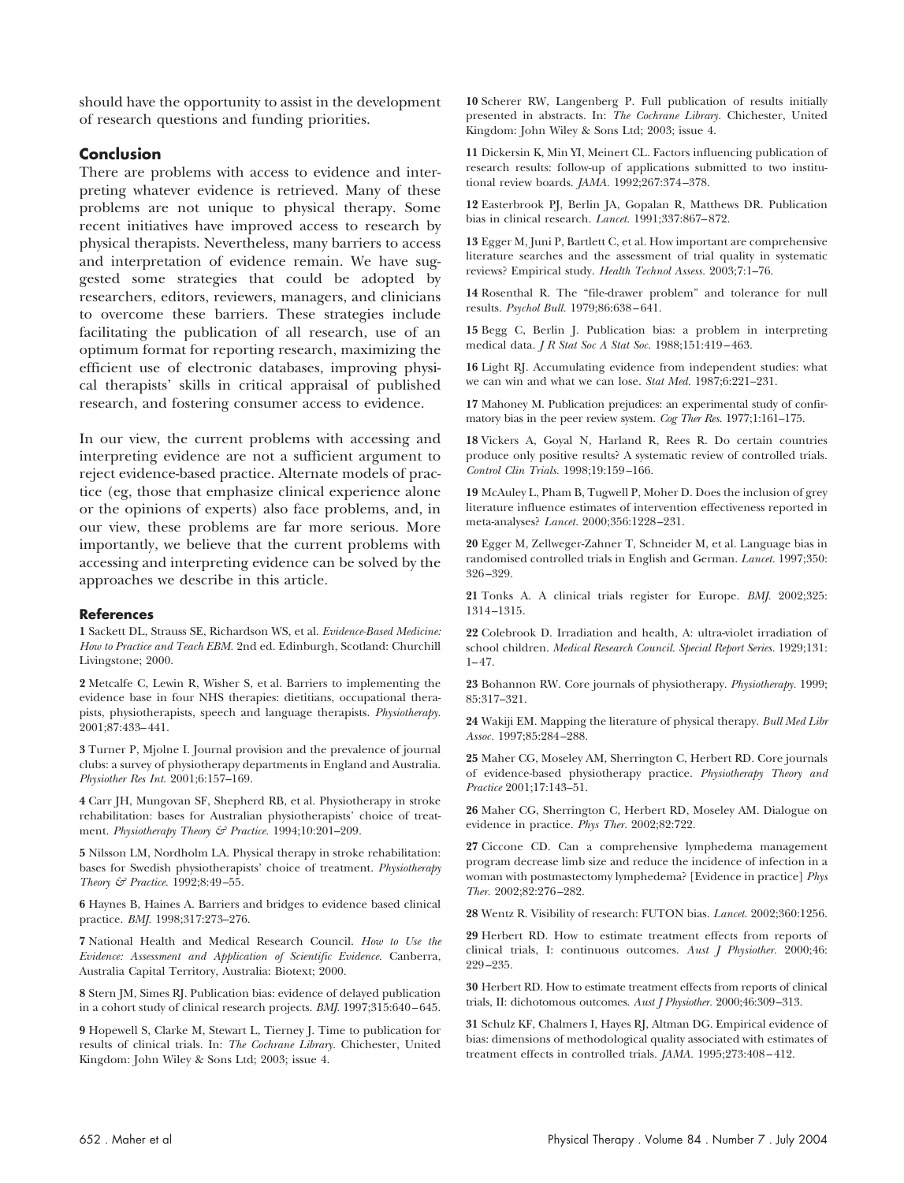should have the opportunity to assist in the development of research questions and funding priorities.

## Conclusion

There are problems with access to evidence and interpreting whatever evidence is retrieved. Many of these problems are not unique to physical therapy. Some recent initiatives have improved access to research by physical therapists. Nevertheless, many barriers to access and interpretation of evidence remain. We have suggested some strategies that could be adopted by researchers, editors, reviewers, managers, and clinicians to overcome these barriers. These strategies include facilitating the publication of all research, use of an optimum format for reporting research, maximizing the efficient use of electronic databases, improving physical therapists' skills in critical appraisal of published research, and fostering consumer access to evidence.

In our view, the current problems with accessing and interpreting evidence are not a sufficient argument to reject evidence-based practice. Alternate models of practice (eg, those that emphasize clinical experience alone or the opinions of experts) also face problems, and, in our view, these problems are far more serious. More importantly, we believe that the current problems with accessing and interpreting evidence can be solved by the approaches we describe in this article.

### References

**1** Sackett DL, Strauss SE, Richardson WS, et al. *Evidence-Based Medicine: How to Practice and Teach EBM.* 2nd ed. Edinburgh, Scotland: Churchill Livingstone; 2000.

**2** Metcalfe C, Lewin R, Wisher S, et al. Barriers to implementing the evidence base in four NHS therapies: dietitians, occupational therapists, physiotherapists, speech and language therapists. *Physiotherapy.* 2001;87:433–441.

**3** Turner P, Mjolne I. Journal provision and the prevalence of journal clubs: a survey of physiotherapy departments in England and Australia. *Physiother Res Int.* 2001;6:157–169.

**4** Carr JH, Mungovan SF, Shepherd RB, et al. Physiotherapy in stroke rehabilitation: bases for Australian physiotherapists' choice of treatment. *Physiotherapy Theory & Practice.* 1994;10:201–209.

**5** Nilsson LM, Nordholm LA. Physical therapy in stroke rehabilitation: bases for Swedish physiotherapists' choice of treatment. *Physiotherapy Theory & Practice.* 1992;8:49–55.

**6** Haynes B, Haines A. Barriers and bridges to evidence based clinical practice. *BMJ.* 1998;317:273–276.

**7** National Health and Medical Research Council. *How to Use the Evidence: Assessment and Application of Scientific Evidence.* Canberra, Australia Capital Territory, Australia: Biotext; 2000.

**8** Stern JM, Simes RJ. Publication bias: evidence of delayed publication in a cohort study of clinical research projects. *BMJ.* 1997;315:640–645.

**9** Hopewell S, Clarke M, Stewart L, Tierney J. Time to publication for results of clinical trials. In: *The Cochrane Library.* Chichester, United Kingdom: John Wiley & Sons Ltd; 2003; issue 4.

**10** Scherer RW, Langenberg P. Full publication of results initially presented in abstracts. In: *The Cochrane Library.* Chichester, United Kingdom: John Wiley & Sons Ltd; 2003; issue 4.

**11** Dickersin K, Min YI, Meinert CL. Factors influencing publication of research results: follow-up of applications submitted to two institutional review boards. *JAMA.* 1992;267:374–378.

**12** Easterbrook PJ, Berlin JA, Gopalan R, Matthews DR. Publication bias in clinical research. *Lancet.* 1991;337:867–872.

**13** Egger M, Juni P, Bartlett C, et al. How important are comprehensive literature searches and the assessment of trial quality in systematic reviews? Empirical study. *Health Technol Assess.* 2003;7:1–76.

**14** Rosenthal R. The "file-drawer problem" and tolerance for null results. *Psychol Bull.* 1979;86:638–641.

**15** Begg C, Berlin J. Publication bias: a problem in interpreting medical data. *J R Stat Soc A Stat Soc.* 1988;151:419–463.

**16** Light RJ. Accumulating evidence from independent studies: what we can win and what we can lose. *Stat Med.* 1987;6:221–231.

**17** Mahoney M. Publication prejudices: an experimental study of confirmatory bias in the peer review system. *Cog Ther Res.* 1977;1:161–175.

**18** Vickers A, Goyal N, Harland R, Rees R. Do certain countries produce only positive results? A systematic review of controlled trials. *Control Clin Trials.* 1998;19:159–166.

**19** McAuley L, Pham B, Tugwell P, Moher D. Does the inclusion of grey literature influence estimates of intervention effectiveness reported in meta-analyses? *Lancet.* 2000;356:1228–231.

**20** Egger M, Zellweger-Zahner T, Schneider M, et al. Language bias in randomised controlled trials in English and German. *Lancet.* 1997;350: 326–329.

**21** Tonks A. A clinical trials register for Europe. *BMJ.* 2002;325: 1314–1315.

**22** Colebrook D. Irradiation and health, A: ultra-violet irradiation of school children. *Medical Research Council. Special Report Series.* 1929;131: 1–47.

**23** Bohannon RW. Core journals of physiotherapy. *Physiotherapy.* 1999; 85:317–321.

**24** Wakiji EM. Mapping the literature of physical therapy. *Bull Med Libr Assoc.* 1997;85:284–288.

**25** Maher CG, Moseley AM, Sherrington C, Herbert RD. Core journals of evidence-based physiotherapy practice. *Physiotherapy Theory and Practice* 2001;17:143–51.

**26** Maher CG, Sherrington C, Herbert RD, Moseley AM. Dialogue on evidence in practice. *Phys Ther.* 2002;82:722.

**27** Ciccone CD. Can a comprehensive lymphedema management program decrease limb size and reduce the incidence of infection in a woman with postmastectomy lymphedema? [Evidence in practice] *Phys Ther.* 2002;82:276–282.

**28** Wentz R. Visibility of research: FUTON bias. *Lancet.* 2002;360:1256.

**29** Herbert RD. How to estimate treatment effects from reports of clinical trials, I: continuous outcomes. *Aust J Physiother.* 2000;46: 229–235.

**30** Herbert RD. How to estimate treatment effects from reports of clinical trials, II: dichotomous outcomes. *Aust J Physiother.* 2000;46:309–313.

**31** Schulz KF, Chalmers I, Hayes RJ, Altman DG. Empirical evidence of bias: dimensions of methodological quality associated with estimates of treatment effects in controlled trials. *JAMA.* 1995;273:408–412.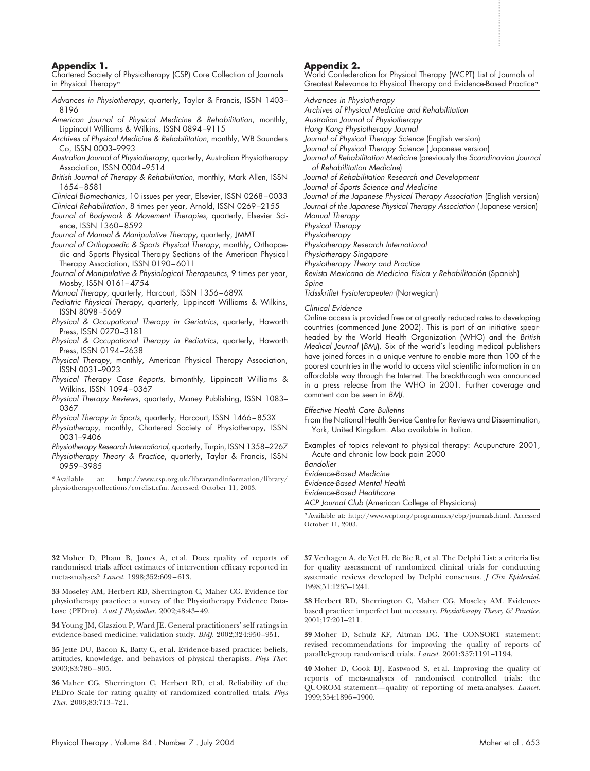## Appendix 1.

Chartered Society of Physiotherapy (CSP) Core Collection of Journals in Physical Therapy[a]

*Advances in Physiotherapy*, quarterly, Taylor & Francis, ISSN 1403–8196

*American Journal of Physical Medicine & Rehabilitation*, monthly, Lippincott Williams & Wilkins, ISSN 0894–9115

*Archives of Physical Medicine & Rehabilitation*, monthly, WB Saunders Co, ISSN 0003–9993

*Australian Journal of Physiotherapy*, quarterly, Australian Physiotherapy Association, ISSN 0004–9514

*British Journal of Therapy & Rehabilitation*, monthly, Mark Allen, ISSN 1654–8581

*Clinical Biomechanics*, 10 issues per year, Elsevier, ISSN 0268–0033

*Clinical Rehabilitation*, 8 times per year, Arnold, ISSN 0269–2155

*Journal of Bodywork & Movement Therapies*, quarterly, Elsevier Science, ISSN 1360–8592

*Journal of Manual & Manipulative Therapy*, quarterly, JMMT

*Journal of Orthopaedic & Sports Physical Therapy*, monthly, Orthopaedic and Sports Physical Therapy Sections of the American Physical Therapy Association, ISSN 0190–6011

*Journal of Manipulative & Physiological Therapeutics*, 9 times per year, Mosby, ISSN 0161–4754

*Manual Therapy*, quarterly, Harcourt, ISSN 1356–689X

*Pediatric Physical Therapy*, quarterly, Lippincott Williams & Wilkins, ISSN 8098–5669

*Physical & Occupational Therapy in Geriatrics*, quarterly, Haworth Press, ISSN 0270–3181

*Physical & Occupational Therapy in Pediatrics*, quarterly, Haworth Press, ISSN 0194–2638

*Physical Therapy*, monthly, American Physical Therapy Association, ISSN 0031–9023

*Physical Therapy Case Reports*, bimonthly, Lippincott Williams & Wilkins, ISSN 1094–0367

*Physical Therapy Reviews*, quarterly, Maney Publishing, ISSN 1083–0367

*Physical Therapy in Sports*, quarterly, Harcourt, ISSN 1466–853X

*Physiotherapy*, monthly, Chartered Society of Physiotherapy, ISSN 0031–9406

*Physiotherapy Research International*, quarterly, Turpin, ISSN 1358–2267

*Physiotherapy Theory & Practice*, quarterly, Taylor & Francis, ISSN 0959–3985

[a] Available at: http://www.csp.org.uk/libraryandinformation/library/physiotherapycollections/corelist.cfm. Accessed October 11, 2003.

## Appendix 2.

World Confederation for Physical Therapy (WCPT) List of Journals of Greatest Relevance to Physical Therapy and Evidence-Based Practice[a]

*Advances in Physiotherapy*
*Archives of Physical Medicine and Rehabilitation*
*Australian Journal of Physiotherapy*
*Hong Kong Physiotherapy Journal*
*Journal of Physical Therapy Science* (English version)
*Journal of Physical Therapy Science* (Japanese version)
*Journal of Rehabilitation Medicine* (previously the *Scandinavian Journal of Rehabilitation Medicine*)
*Journal of Rehabilitation Research and Development*
*Journal of Sports Science and Medicine*
*Journal of the Japanese Physical Therapy Association* (English version)
*Journal of the Japanese Physical Therapy Association* (Japanese version)
*Manual Therapy*
*Physical Therapy*
*Physiotherapy*
*Physiotherapy Research International*
*Physiotherapy Singapore*
*Physiotherapy Theory and Practice*
*Revista Mexicana de Medicina Física y Rehabilitación* (Spanish)
*Spine*
*Tidsskriftet Fysioterapeuten* (Norwegian)

*Clinical Evidence*

Online access is provided free or at greatly reduced rates to developing countries (commenced June 2002). This is part of an initiative spearheaded by the World Health Organization (WHO) and the *British Medical Journal* (*BMJ*). Six of the world's leading medical publishers have joined forces in a unique venture to enable more than 100 of the poorest countries in the world to access vital scientific information in an affordable way through the Internet. The breakthrough was announced in a press release from the WHO in 2001. Further coverage and comment can be seen in *BMJ*.

*Effective Health Care Bulletins*

From the National Health Service Centre for Reviews and Dissemination, York, United Kingdom. Also available in Italian.

Examples of topics relevant to physical therapy: Acupuncture 2001, Acute and chronic low back pain 2000

*Bandolier*
*Evidence-Based Medicine*
*Evidence-Based Mental Health*
*Evidence-Based Healthcare*
*ACP Journal Club* (American College of Physicians)

[a] Available at: http://www.wcpt.org/programmes/ebp/journals.html. Accessed October 11, 2003.

**32** Moher D, Pham B, Jones A, et al. Does quality of reports of randomised trials affect estimates of intervention efficacy reported in meta-analyses? *Lancet.* 1998;352:609–613.

**33** Moseley AM, Herbert RD, Sherrington C, Maher CG. Evidence for physiotherapy practice: a survey of the Physiotherapy Evidence Database (PEDro). *Aust J Physiother.* 2002;48:43–49.

**34** Young JM, Glasziou P, Ward JE. General practitioners' self ratings in evidence-based medicine: validation study. *BMJ.* 2002;324:950–951.

**35** Jette DU, Bacon K, Batty C, et al. Evidence-based practice: beliefs, attitudes, knowledge, and behaviors of physical therapists. *Phys Ther.* 2003;83:786–805.

**36** Maher CG, Sherrington C, Herbert RD, et al. Reliability of the PEDro Scale for rating quality of randomized controlled trials. *Phys Ther.* 2003;83:713–721.

**37** Verhagen A, de Vet H, de Bie R, et al. The Delphi List: a criteria list for quality assessment of randomized clinical trials for conducting systematic reviews developed by Delphi consensus. *J Clin Epidemiol.* 1998;51:1235–1241.

**38** Herbert RD, Sherrington C, Maher CG, Moseley AM. Evidence-based practice: imperfect but necessary. *Physiotherapy Theory & Practice.* 2001;17:201–211.

**39** Moher D, Schulz KF, Altman DG. The CONSORT statement: revised recommendations for improving the quality of reports of parallel-group randomised trials. *Lancet.* 2001;357:1191–1194.

**40** Moher D, Cook DJ, Eastwood S, et al. Improving the quality of reports of meta-analyses of randomised controlled trials: the QUOROM statement—quality of reporting of meta-analyses. *Lancet.* 1999;354:1896–1900.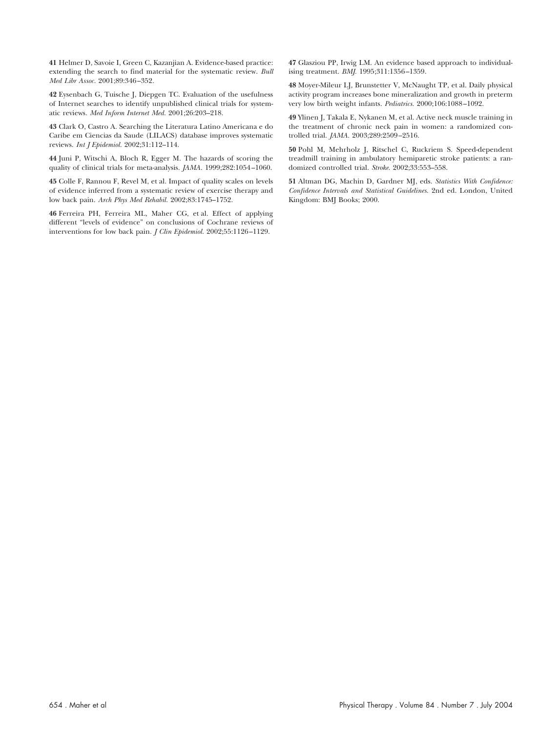**41** Helmer D, Savoie I, Green C, Kazanjian A. Evidence-based practice: extending the search to find material for the systematic review. *Bull Med Libr Assoc.* 2001;89:346–352.

**42** Eysenbach G, Tuische J, Diepgen TC. Evaluation of the usefulness of Internet searches to identify unpublished clinical trials for systematic reviews. *Med Inform Internet Med.* 2001;26:203–218.

**43** Clark O, Castro A. Searching the Literatura Latino Americana e do Caribe em Ciencias da Saude (LILACS) database improves systematic reviews. *Int J Epidemiol.* 2002;31:112–114.

**44** Juni P, Witschi A, Bloch R, Egger M. The hazards of scoring the quality of clinical trials for meta-analysis. *JAMA.* 1999;282:1054–1060.

**45** Colle F, Rannou F, Revel M, et al. Impact of quality scales on levels of evidence inferred from a systematic review of exercise therapy and low back pain. *Arch Phys Med Rehabil.* 2002;83:1745–1752.

**46** Ferreira PH, Ferreira ML, Maher CG, et al. Effect of applying different "levels of evidence" on conclusions of Cochrane reviews of interventions for low back pain. *J Clin Epidemiol.* 2002;55:1126–1129.

**47** Glasziou PP, Irwig LM. An evidence based approach to individualising treatment. *BMJ.* 1995;311:1356–1359.

**48** Moyer-Mileur LJ, Brunstetter V, McNaught TP, et al. Daily physical activity program increases bone mineralization and growth in preterm very low birth weight infants. *Pediatrics.* 2000;106:1088–1092.

**49** Ylinen J, Takala E, Nykanen M, et al. Active neck muscle training in the treatment of chronic neck pain in women: a randomized controlled trial. *JAMA.* 2003;289:2509–2516.

**50** Pohl M, Mehrholz J, Ritschel C, Ruckriem S. Speed-dependent treadmill training in ambulatory hemiparetic stroke patients: a randomized controlled trial. *Stroke.* 2002;33:553–558.

**51** Altman DG, Machin D, Gardner MJ, eds. *Statistics With Confidence: Confidence Intervals and Statistical Guidelines.* 2nd ed. London, United Kingdom: BMJ Books; 2000.